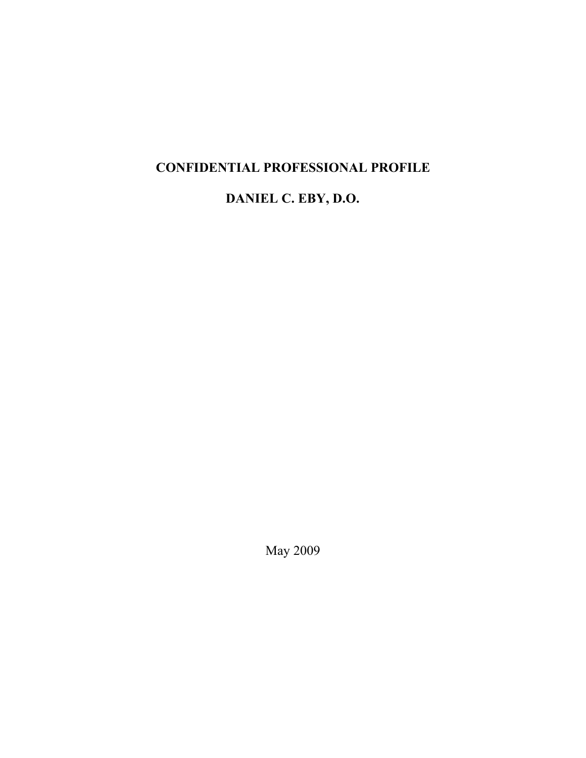# CONFIDENTIAL PROFESSIONAL PROFILE

## DANIEL C. EBY, D.O.

May 2009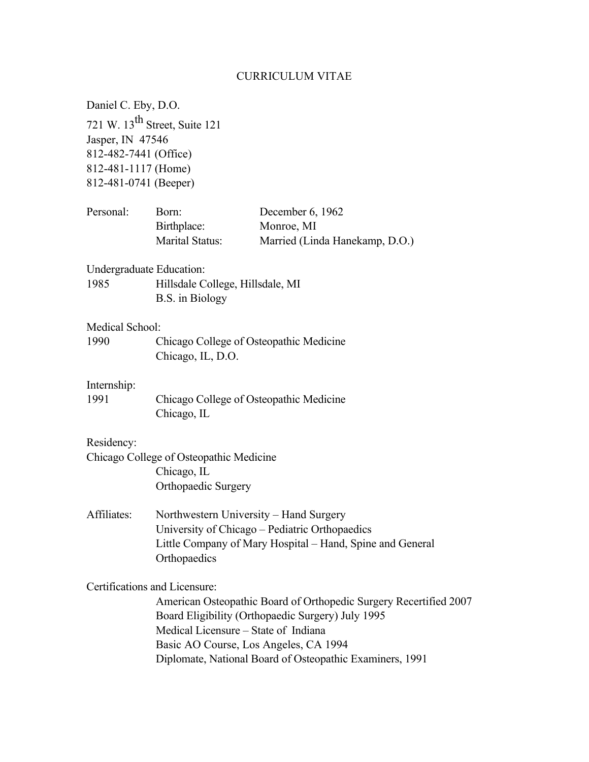# CURRICULUM VITAE

Daniel C. Eby, D.O.
721 W. 13th Street, Suite 121
Jasper, IN 47546
812-482-7441 (Office)
812-481-1117 (Home)
812-481-0741 (Beeper)

| Personal: | Born: | December 6, 1962 |
|---|---|---|
| | Birthplace: | Monroe, MI |
| | Marital Status: | Married (Linda Hanekamp, D.O.) |

Undergraduate Education:

1985 Hillsdale College, Hillsdale, MI
B.S. in Biology

Medical School:

1990 Chicago College of Osteopathic Medicine
Chicago, IL, D.O.

Internship:

1991 Chicago College of Osteopathic Medicine
Chicago, IL

Residency:

Chicago College of Osteopathic Medicine
Chicago, IL
Orthopaedic Surgery

Affiliates:

- Northwestern University – Hand Surgery
- University of Chicago – Pediatric Orthopaedics
- Little Company of Mary Hospital – Hand, Spine and General Orthopaedics

Certifications and Licensure:

- American Osteopathic Board of Orthopedic Surgery Recertified 2007
- Board Eligibility (Orthopaedic Surgery) July 1995
- Medical Licensure – State of Indiana
- Basic AO Course, Los Angeles, CA 1994
- Diplomate, National Board of Osteopathic Examiners, 1991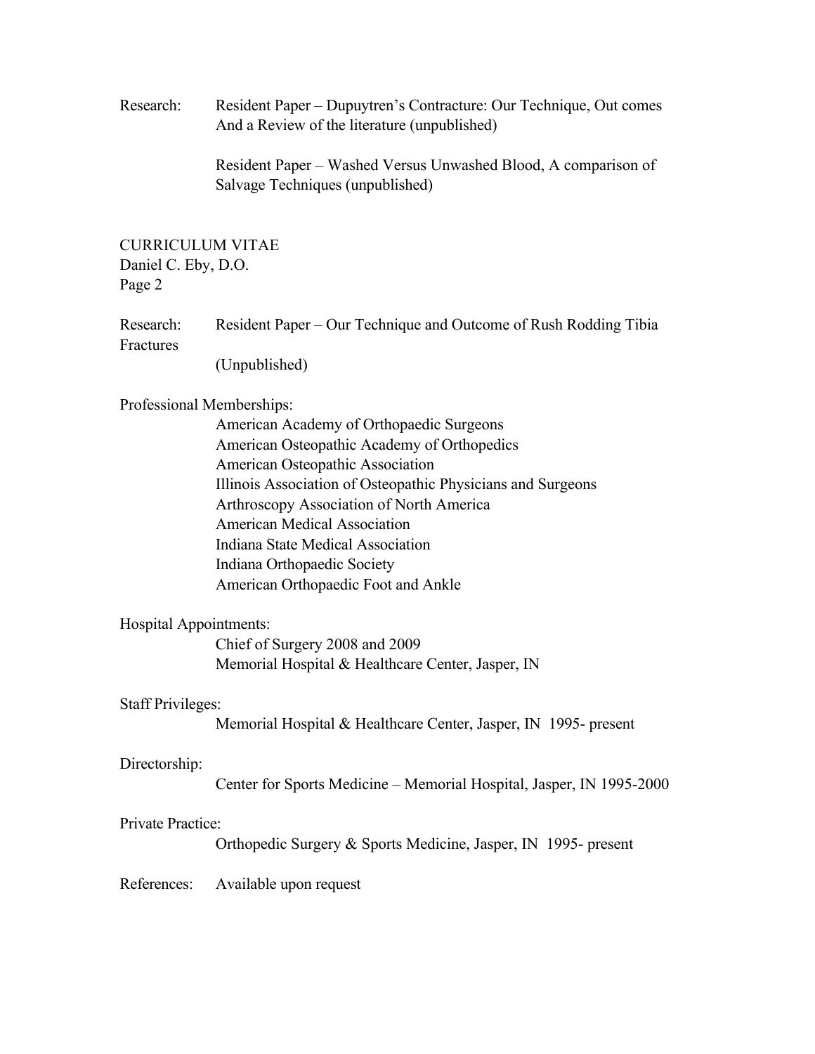Research: Resident Paper – Dupuytren's Contracture: Our Technique, Out comes And a Review of the literature (unpublished)

Resident Paper – Washed Versus Unwashed Blood, A comparison of Salvage Techniques (unpublished)

CURRICULUM VITAE
Daniel C. Eby, D.O.
Page 2

Research: Resident Paper – Our Technique and Outcome of Rush Rodding Tibia Fractures
(Unpublished)

Professional Memberships:

American Academy of Orthopaedic Surgeons
American Osteopathic Academy of Orthopedics
American Osteopathic Association
Illinois Association of Osteopathic Physicians and Surgeons
Arthroscopy Association of North America
American Medical Association
Indiana State Medical Association
Indiana Orthopaedic Society
American Orthopaedic Foot and Ankle

Hospital Appointments:

Chief of Surgery 2008 and 2009
Memorial Hospital & Healthcare Center, Jasper, IN

Staff Privileges:

Memorial Hospital & Healthcare Center, Jasper, IN 1995- present

Directorship:

Center for Sports Medicine – Memorial Hospital, Jasper, IN 1995-2000

Private Practice:

Orthopedic Surgery & Sports Medicine, Jasper, IN 1995- present

References: Available upon request